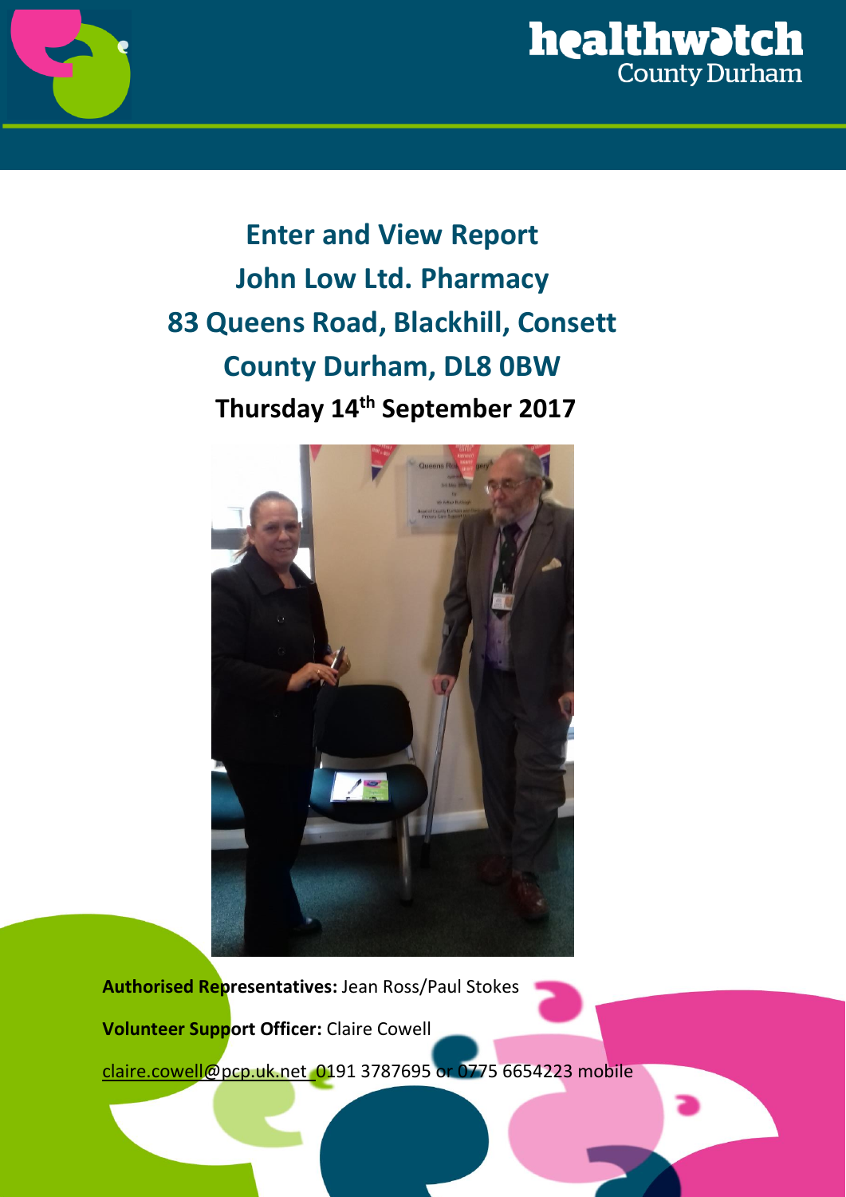healthwatch County Durham

# Enter and View Report

# John Low Ltd. Pharmacy

# 83 Queens Road, Blackhill, Consett

# County Durham, DL8 0BW

**Thursday 14th September 2017**

**Authorised Representatives:** Jean Ross/Paul Stokes

**Volunteer Support Officer:** Claire Cowell

claire.cowell@pcp.uk.net 0191 3787695 or 0775 6654223 mobile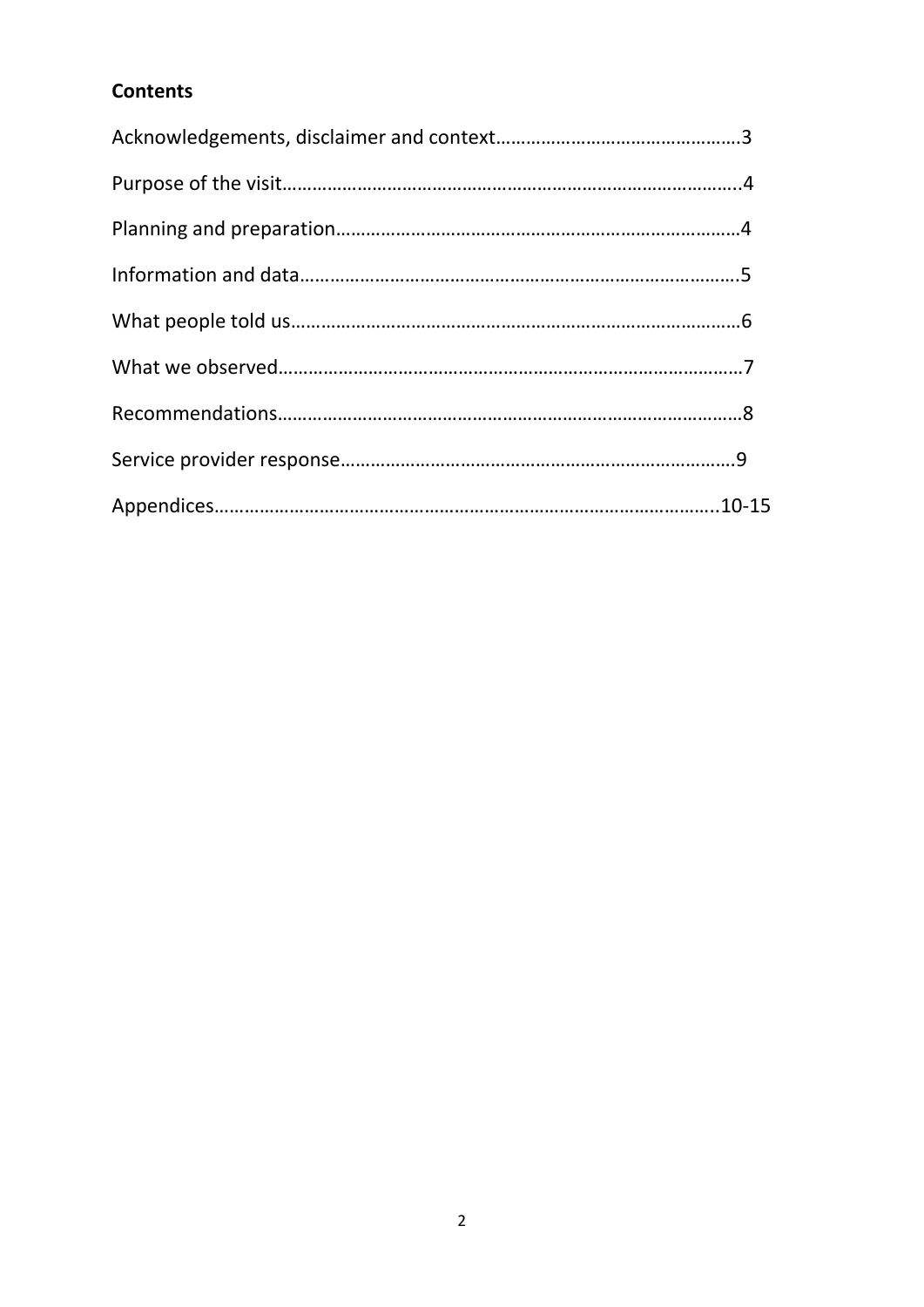## Contents

Acknowledgements, disclaimer and context……………………………………………3

Purpose of the visit……………………………………………………………………………..4

Planning and preparation……………………………………………………………………4

Information and data…………………………………………………………………………..5

What people told us……………………………………………………………………………6

What we observed………………………………………………………………………………7

Recommendations……………………………………………………………………………….8

Service provider response…………………………………………………………………..9

Appendices………………………………………………………………………………………..10-15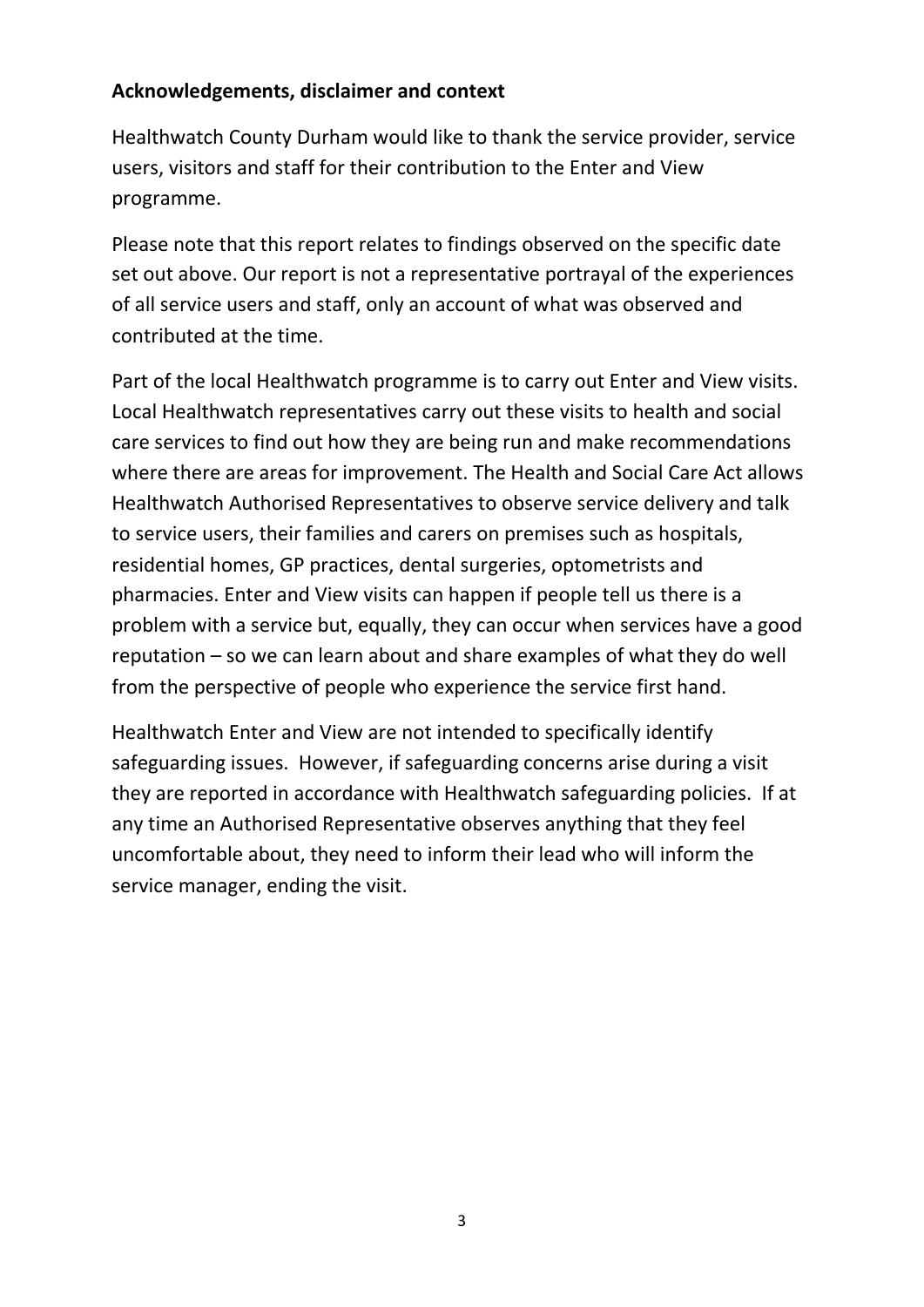**Acknowledgements, disclaimer and context**

Healthwatch County Durham would like to thank the service provider, service users, visitors and staff for their contribution to the Enter and View programme.

Please note that this report relates to findings observed on the specific date set out above. Our report is not a representative portrayal of the experiences of all service users and staff, only an account of what was observed and contributed at the time.

Part of the local Healthwatch programme is to carry out Enter and View visits. Local Healthwatch representatives carry out these visits to health and social care services to find out how they are being run and make recommendations where there are areas for improvement. The Health and Social Care Act allows Healthwatch Authorised Representatives to observe service delivery and talk to service users, their families and carers on premises such as hospitals, residential homes, GP practices, dental surgeries, optometrists and pharmacies. Enter and View visits can happen if people tell us there is a problem with a service but, equally, they can occur when services have a good reputation – so we can learn about and share examples of what they do well from the perspective of people who experience the service first hand.

Healthwatch Enter and View are not intended to specifically identify safeguarding issues. However, if safeguarding concerns arise during a visit they are reported in accordance with Healthwatch safeguarding policies. If at any time an Authorised Representative observes anything that they feel uncomfortable about, they need to inform their lead who will inform the service manager, ending the visit.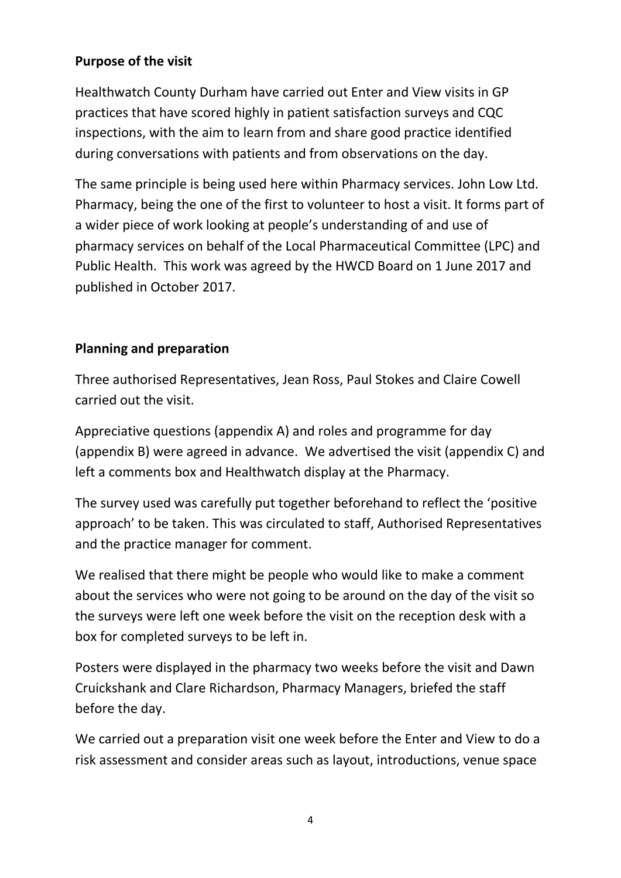**Purpose of the visit**

Healthwatch County Durham have carried out Enter and View visits in GP practices that have scored highly in patient satisfaction surveys and CQC inspections, with the aim to learn from and share good practice identified during conversations with patients and from observations on the day.

The same principle is being used here within Pharmacy services. John Low Ltd. Pharmacy, being the one of the first to volunteer to host a visit. It forms part of a wider piece of work looking at people's understanding of and use of pharmacy services on behalf of the Local Pharmaceutical Committee (LPC) and Public Health. This work was agreed by the HWCD Board on 1 June 2017 and published in October 2017.

**Planning and preparation**

Three authorised Representatives, Jean Ross, Paul Stokes and Claire Cowell carried out the visit.

Appreciative questions (appendix A) and roles and programme for day (appendix B) were agreed in advance. We advertised the visit (appendix C) and left a comments box and Healthwatch display at the Pharmacy.

The survey used was carefully put together beforehand to reflect the 'positive approach' to be taken. This was circulated to staff, Authorised Representatives and the practice manager for comment.

We realised that there might be people who would like to make a comment about the services who were not going to be around on the day of the visit so the surveys were left one week before the visit on the reception desk with a box for completed surveys to be left in.

Posters were displayed in the pharmacy two weeks before the visit and Dawn Cruickshank and Clare Richardson, Pharmacy Managers, briefed the staff before the day.

We carried out a preparation visit one week before the Enter and View to do a risk assessment and consider areas such as layout, introductions, venue space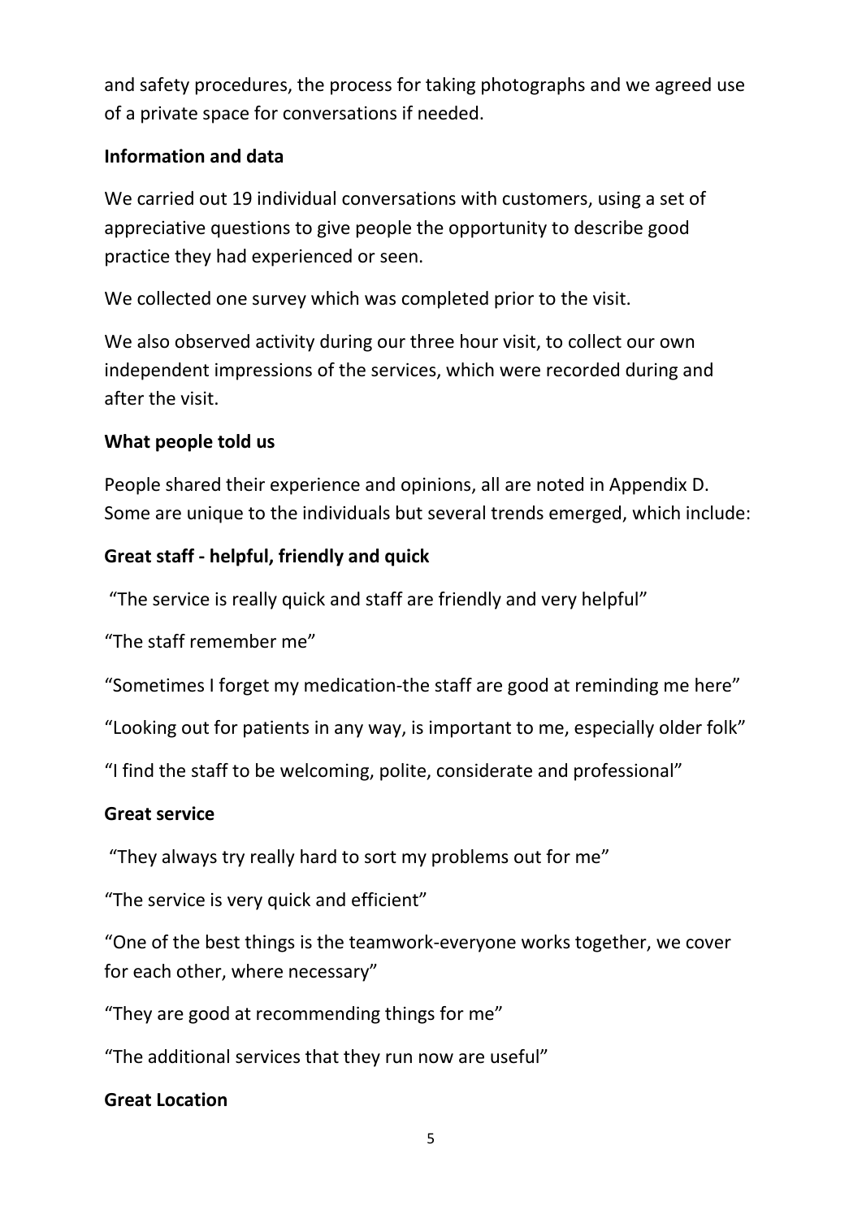and safety procedures, the process for taking photographs and we agreed use of a private space for conversations if needed.

**Information and data**

We carried out 19 individual conversations with customers, using a set of appreciative questions to give people the opportunity to describe good practice they had experienced or seen.

We collected one survey which was completed prior to the visit.

We also observed activity during our three hour visit, to collect our own independent impressions of the services, which were recorded during and after the visit.

**What people told us**

People shared their experience and opinions, all are noted in Appendix D. Some are unique to the individuals but several trends emerged, which include:

**Great staff - helpful, friendly and quick**

"The service is really quick and staff are friendly and very helpful"

"The staff remember me"

"Sometimes I forget my medication-the staff are good at reminding me here"

"Looking out for patients in any way, is important to me, especially older folk"

"I find the staff to be welcoming, polite, considerate and professional"

**Great service**

"They always try really hard to sort my problems out for me"

"The service is very quick and efficient"

"One of the best things is the teamwork-everyone works together, we cover for each other, where necessary"

"They are good at recommending things for me"

"The additional services that they run now are useful"

**Great Location**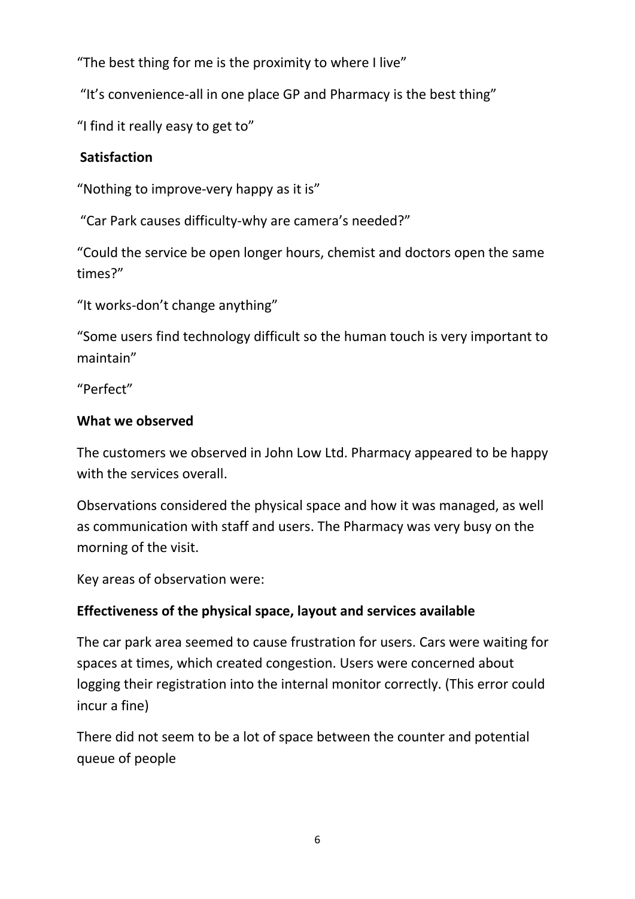"The best thing for me is the proximity to where I live"

"It's convenience-all in one place GP and Pharmacy is the best thing"

"I find it really easy to get to"

**Satisfaction**

"Nothing to improve-very happy as it is"

"Car Park causes difficulty-why are camera's needed?"

"Could the service be open longer hours, chemist and doctors open the same times?"

"It works-don't change anything"

"Some users find technology difficult so the human touch is very important to maintain"

"Perfect"

**What we observed**

The customers we observed in John Low Ltd. Pharmacy appeared to be happy with the services overall.

Observations considered the physical space and how it was managed, as well as communication with staff and users. The Pharmacy was very busy on the morning of the visit.

Key areas of observation were:

**Effectiveness of the physical space, layout and services available**

The car park area seemed to cause frustration for users. Cars were waiting for spaces at times, which created congestion. Users were concerned about logging their registration into the internal monitor correctly. (This error could incur a fine)

There did not seem to be a lot of space between the counter and potential queue of people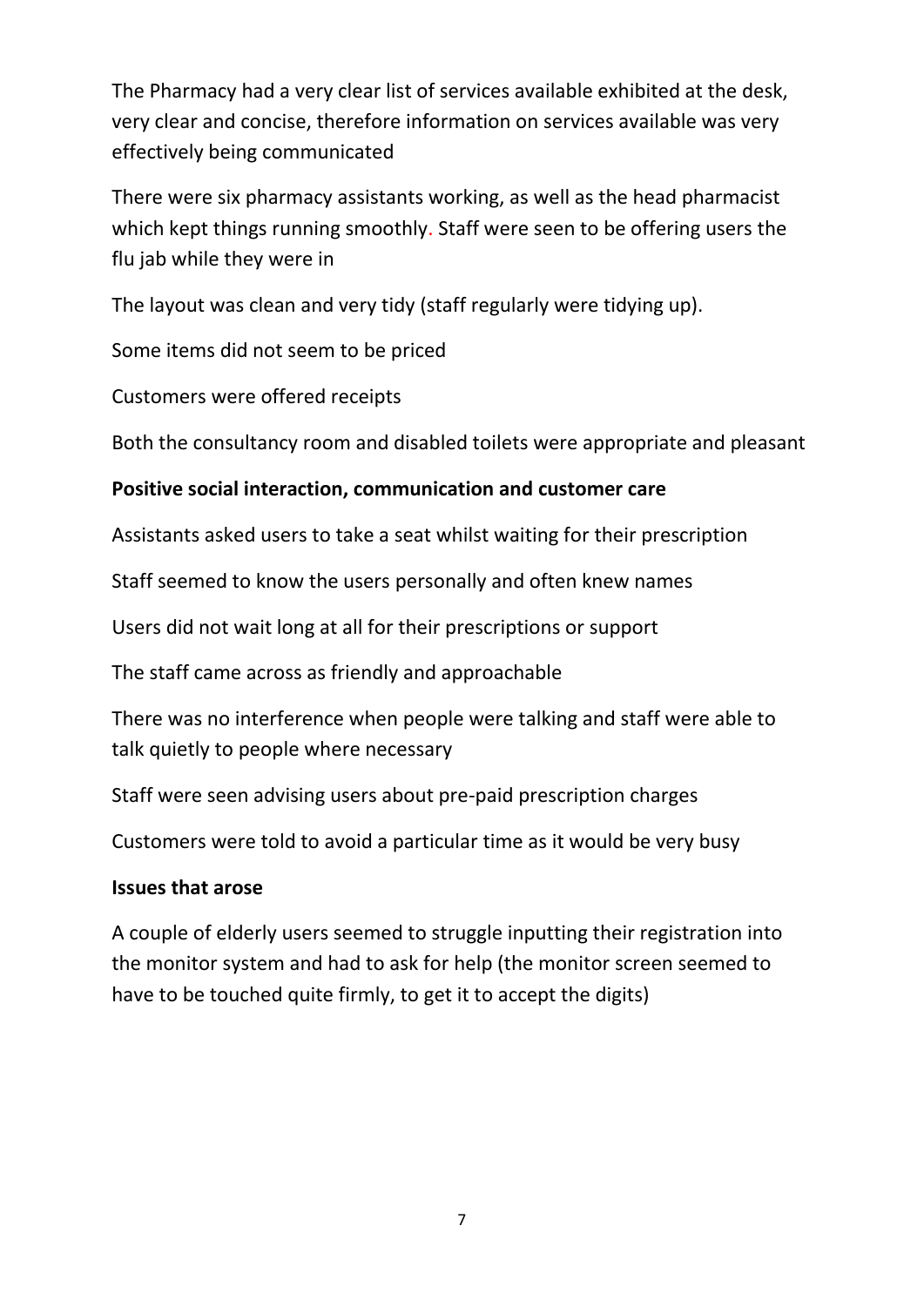The Pharmacy had a very clear list of services available exhibited at the desk, very clear and concise, therefore information on services available was very effectively being communicated

There were six pharmacy assistants working, as well as the head pharmacist which kept things running smoothly. Staff were seen to be offering users the flu jab while they were in

The layout was clean and very tidy (staff regularly were tidying up).

Some items did not seem to be priced

Customers were offered receipts

Both the consultancy room and disabled toilets were appropriate and pleasant

**Positive social interaction, communication and customer care**

Assistants asked users to take a seat whilst waiting for their prescription

Staff seemed to know the users personally and often knew names

Users did not wait long at all for their prescriptions or support

The staff came across as friendly and approachable

There was no interference when people were talking and staff were able to talk quietly to people where necessary

Staff were seen advising users about pre-paid prescription charges

Customers were told to avoid a particular time as it would be very busy

**Issues that arose**

A couple of elderly users seemed to struggle inputting their registration into the monitor system and had to ask for help (the monitor screen seemed to have to be touched quite firmly, to get it to accept the digits)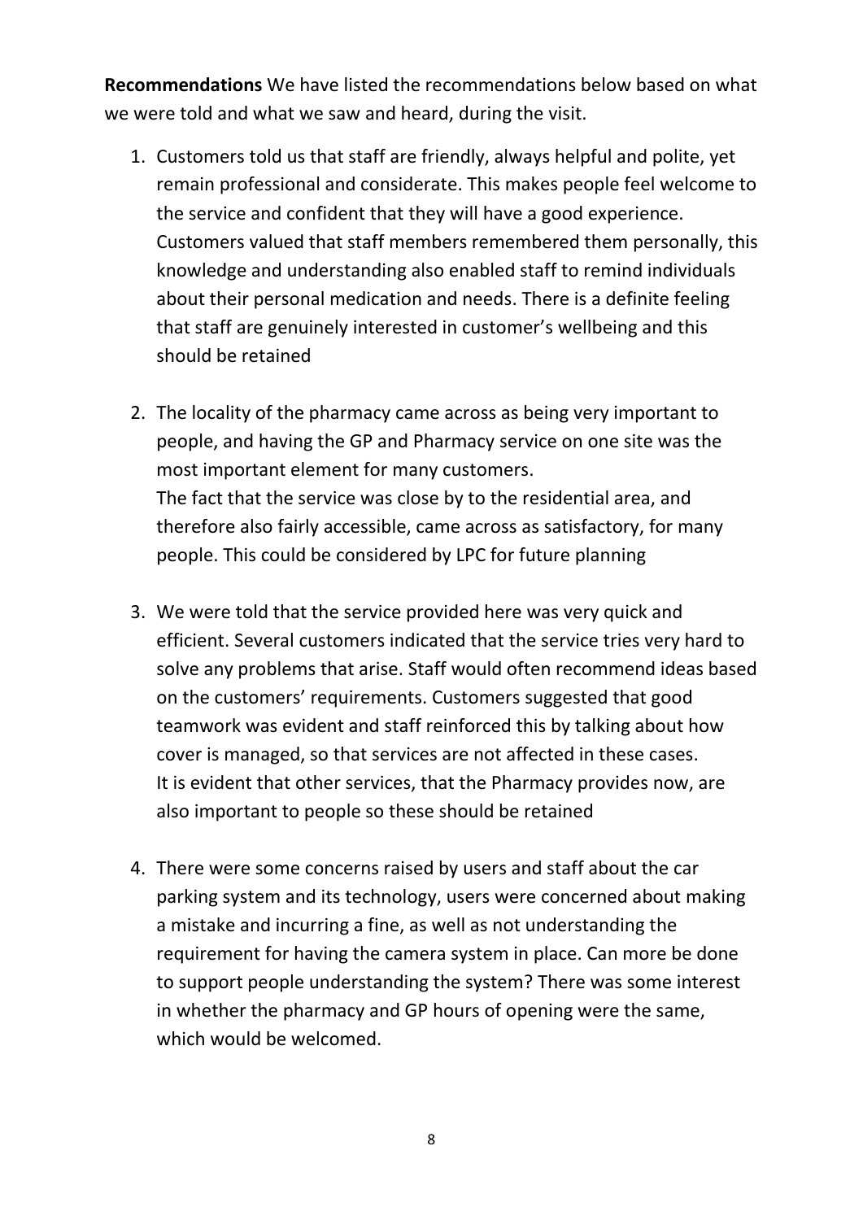**Recommendations** We have listed the recommendations below based on what we were told and what we saw and heard, during the visit.

1. Customers told us that staff are friendly, always helpful and polite, yet remain professional and considerate. This makes people feel welcome to the service and confident that they will have a good experience. Customers valued that staff members remembered them personally, this knowledge and understanding also enabled staff to remind individuals about their personal medication and needs. There is a definite feeling that staff are genuinely interested in customer's wellbeing and this should be retained

2. The locality of the pharmacy came across as being very important to people, and having the GP and Pharmacy service on one site was the most important element for many customers.
   The fact that the service was close by to the residential area, and therefore also fairly accessible, came across as satisfactory, for many people. This could be considered by LPC for future planning

3. We were told that the service provided here was very quick and efficient. Several customers indicated that the service tries very hard to solve any problems that arise. Staff would often recommend ideas based on the customers' requirements. Customers suggested that good teamwork was evident and staff reinforced this by talking about how cover is managed, so that services are not affected in these cases.
   It is evident that other services, that the Pharmacy provides now, are also important to people so these should be retained

4. There were some concerns raised by users and staff about the car parking system and its technology, users were concerned about making a mistake and incurring a fine, as well as not understanding the requirement for having the camera system in place. Can more be done to support people understanding the system? There was some interest in whether the pharmacy and GP hours of opening were the same, which would be welcomed.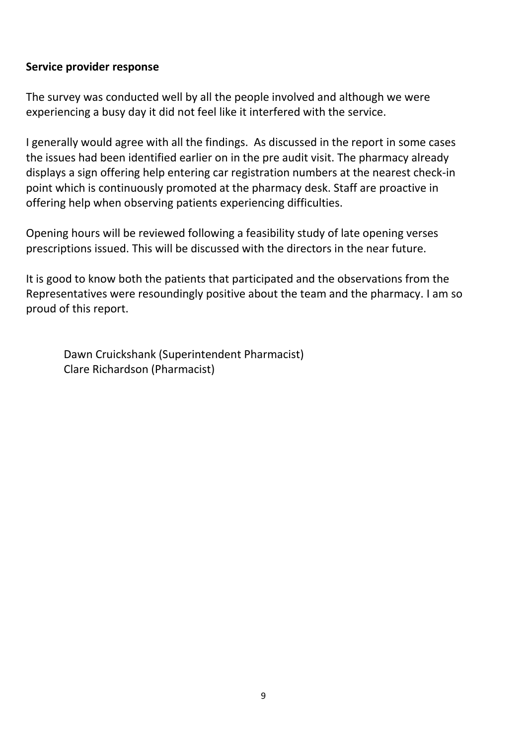**Service provider response**

The survey was conducted well by all the people involved and although we were experiencing a busy day it did not feel like it interfered with the service.

I generally would agree with all the findings. As discussed in the report in some cases the issues had been identified earlier on in the pre audit visit. The pharmacy already displays a sign offering help entering car registration numbers at the nearest check-in point which is continuously promoted at the pharmacy desk. Staff are proactive in offering help when observing patients experiencing difficulties.

Opening hours will be reviewed following a feasibility study of late opening verses prescriptions issued. This will be discussed with the directors in the near future.

It is good to know both the patients that participated and the observations from the Representatives were resoundingly positive about the team and the pharmacy. I am so proud of this report.

Dawn Cruickshank (Superintendent Pharmacist)
Clare Richardson (Pharmacist)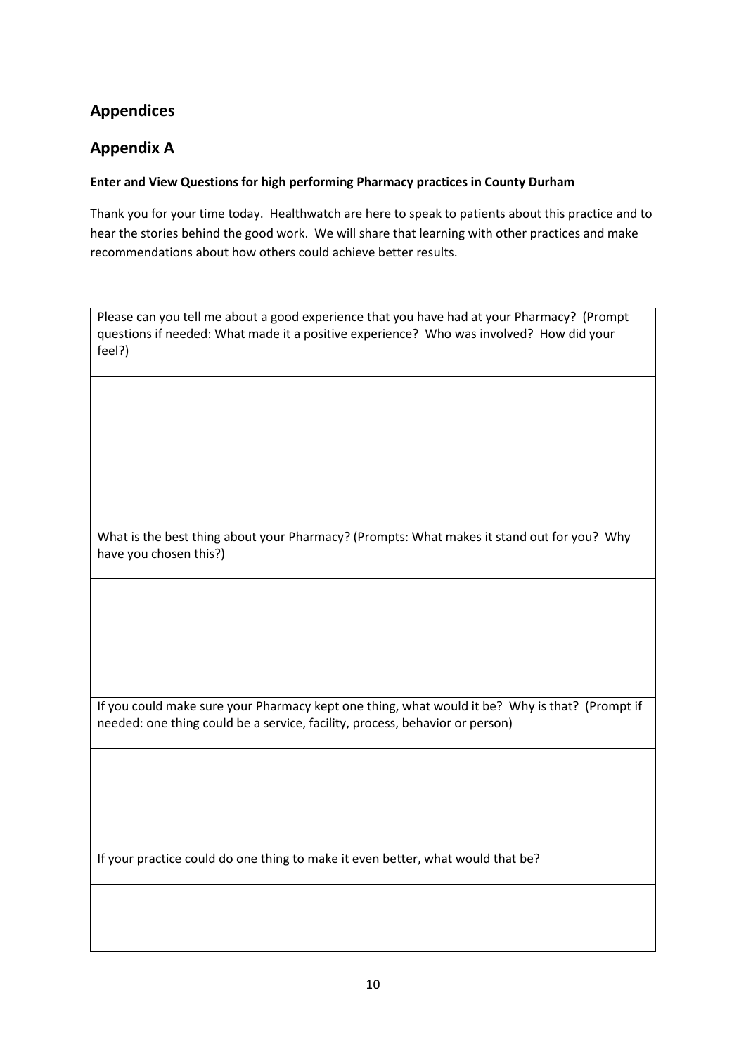## Appendices

## Appendix A

**Enter and View Questions for high performing Pharmacy practices in County Durham**

Thank you for your time today. Healthwatch are here to speak to patients about this practice and to hear the stories behind the good work. We will share that learning with other practices and make recommendations about how others could achieve better results.

| |
|---|
| Please can you tell me about a good experience that you have had at your Pharmacy? (Prompt questions if needed: What made it a positive experience? Who was involved? How did your feel?) |
| |
| What is the best thing about your Pharmacy? (Prompts: What makes it stand out for you? Why have you chosen this?) |
| |
| If you could make sure your Pharmacy kept one thing, what would it be? Why is that? (Prompt if needed: one thing could be a service, facility, process, behavior or person) |
| |
| If your practice could do one thing to make it even better, what would that be? |
| |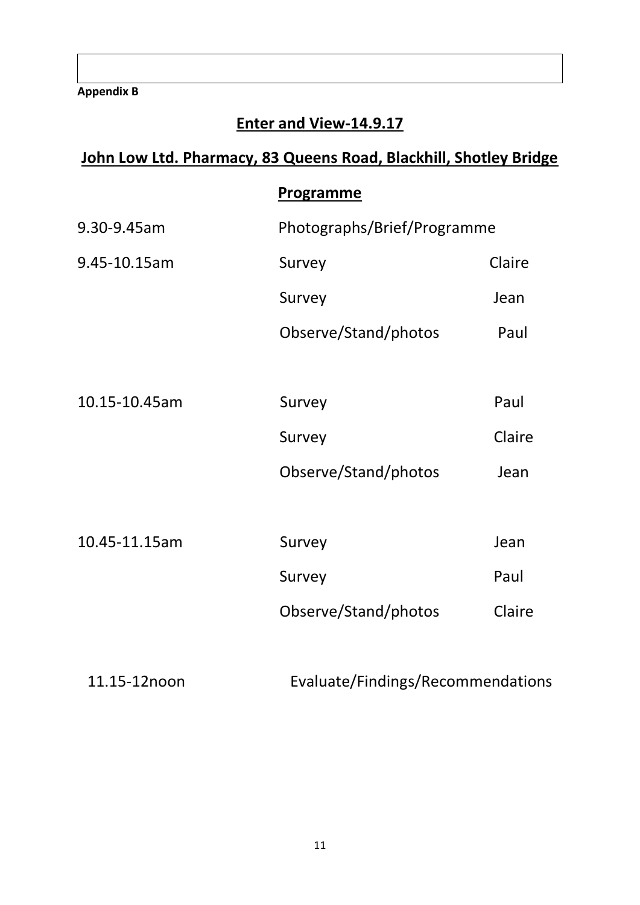**Appendix B**

## Enter and View-14.9.17

## John Low Ltd. Pharmacy, 83 Queens Road, Blackhill, Shotley Bridge

### Programme

| | | |
|---|---|---|
| 9.30-9.45am | Photographs/Brief/Programme | |
| 9.45-10.15am | Survey | Claire |
| | Survey | Jean |
| | Observe/Stand/photos | Paul |
| 10.15-10.45am | Survey | Paul |
| | Survey | Claire |
| | Observe/Stand/photos | Jean |
| 10.45-11.15am | Survey | Jean |
| | Survey | Paul |
| | Observe/Stand/photos | Claire |
| 11.15-12noon | Evaluate/Findings/Recommendations | |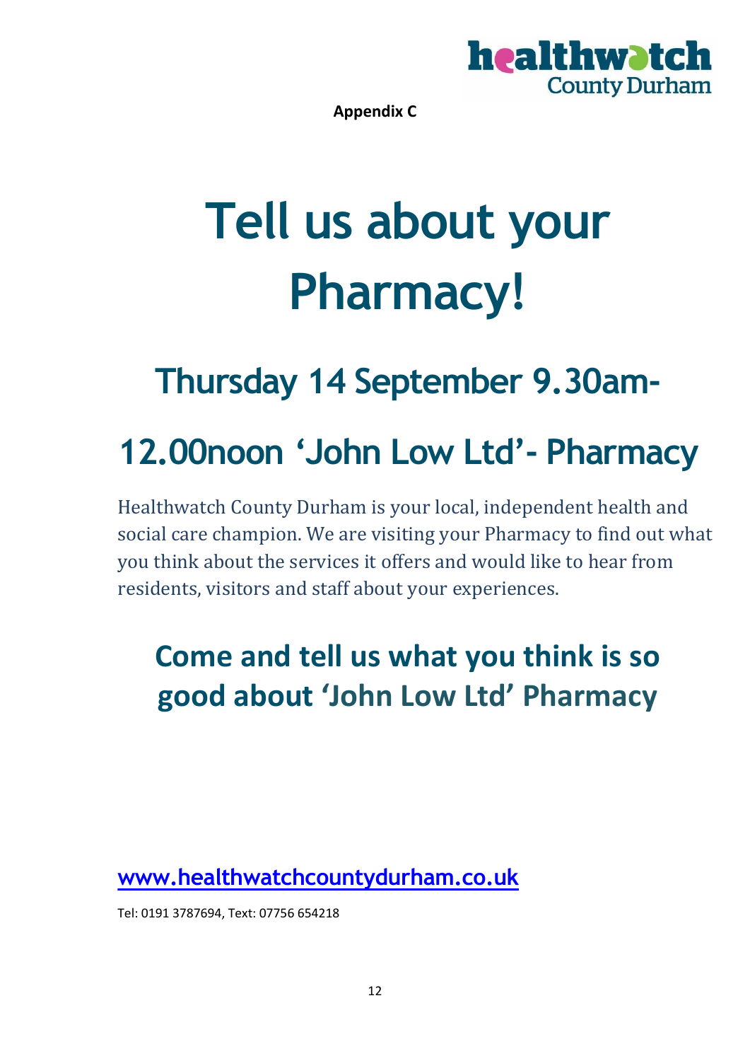**Appendix C**

# Tell us about your Pharmacy!

## Thursday 14 September 9.30am-12.00noon 'John Low Ltd'- Pharmacy

Healthwatch County Durham is your local, independent health and social care champion. We are visiting your Pharmacy to find out what you think about the services it offers and would like to hear from residents, visitors and staff about your experiences.

## Come and tell us what you think is so good about 'John Low Ltd' Pharmacy

[www.healthwatchcountydurham.co.uk](http://www.healthwatchcountydurham.co.uk)

Tel: 0191 3787694, Text: 07756 654218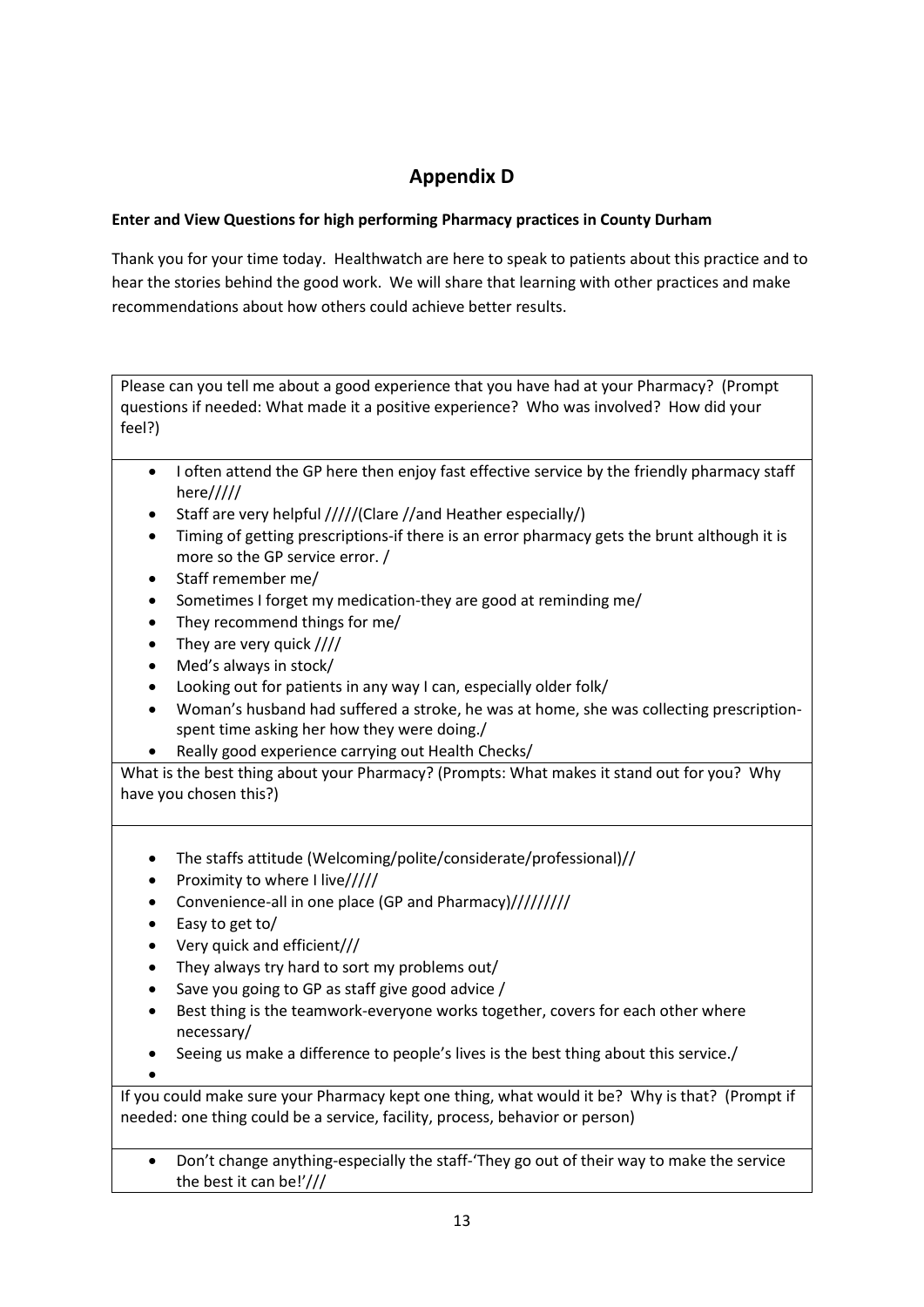## Appendix D

**Enter and View Questions for high performing Pharmacy practices in County Durham**

Thank you for your time today. Healthwatch are here to speak to patients about this practice and to hear the stories behind the good work. We will share that learning with other practices and make recommendations about how others could achieve better results.

Please can you tell me about a good experience that you have had at your Pharmacy? (Prompt questions if needed: What made it a positive experience? Who was involved? How did your feel?)

- I often attend the GP here then enjoy fast effective service by the friendly pharmacy staff here/////
- Staff are very helpful /////(Clare //and Heather especially/)
- Timing of getting prescriptions-if there is an error pharmacy gets the brunt although it is more so the GP service error. /
- Staff remember me/
- Sometimes I forget my medication-they are good at reminding me/
- They recommend things for me/
- They are very quick ////
- Med's always in stock/
- Looking out for patients in any way I can, especially older folk/
- Woman's husband had suffered a stroke, he was at home, she was collecting prescription-spent time asking her how they were doing./
- Really good experience carrying out Health Checks/

What is the best thing about your Pharmacy? (Prompts: What makes it stand out for you? Why have you chosen this?)

- The staffs attitude (Welcoming/polite/considerate/professional)//
- Proximity to where I live/////
- Convenience-all in one place (GP and Pharmacy)/////////
- Easy to get to/
- Very quick and efficient///
- They always try hard to sort my problems out/
- Save you going to GP as staff give good advice /
- Best thing is the teamwork-everyone works together, covers for each other where necessary/
- Seeing us make a difference to people's lives is the best thing about this service./

If you could make sure your Pharmacy kept one thing, what would it be? Why is that? (Prompt if needed: one thing could be a service, facility, process, behavior or person)

- Don't change anything-especially the staff-'They go out of their way to make the service the best it can be!'///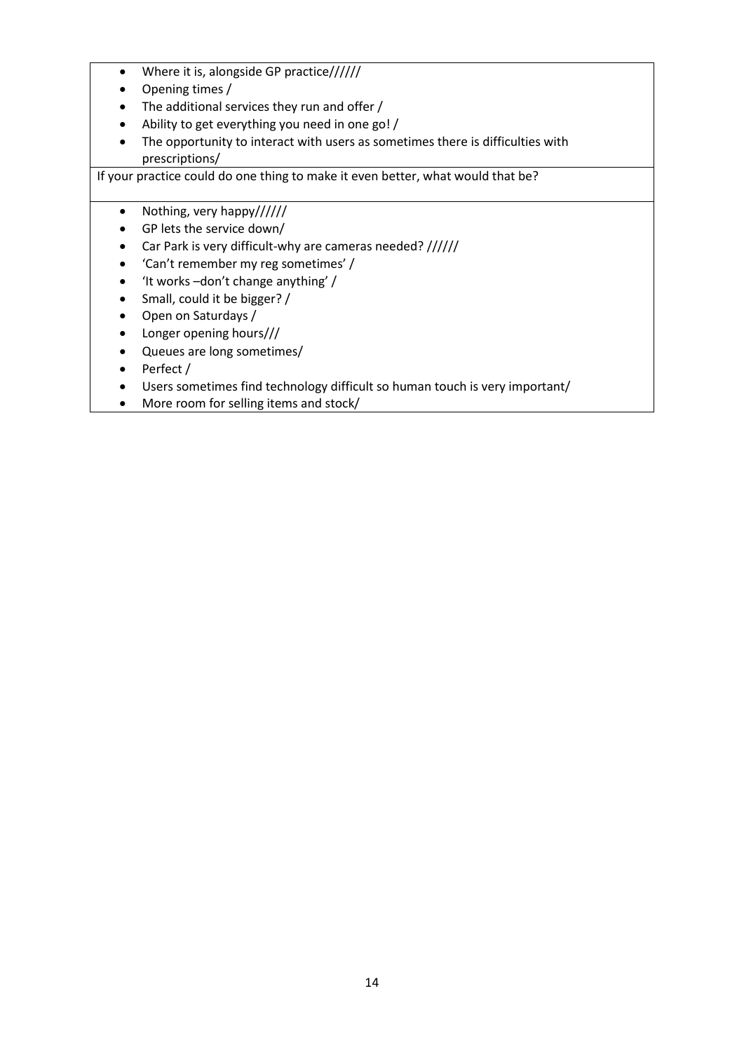- Where it is, alongside GP practice//////
- Opening times /
- The additional services they run and offer /
- Ability to get everything you need in one go! /
- The opportunity to interact with users as sometimes there is difficulties with prescriptions/

If your practice could do one thing to make it even better, what would that be?

- Nothing, very happy//////
- GP lets the service down/
- Car Park is very difficult-why are cameras needed? //////
- 'Can't remember my reg sometimes' /
- 'It works –don't change anything' /
- Small, could it be bigger? /
- Open on Saturdays /
- Longer opening hours///
- Queues are long sometimes/
- Perfect /
- Users sometimes find technology difficult so human touch is very important/
- More room for selling items and stock/